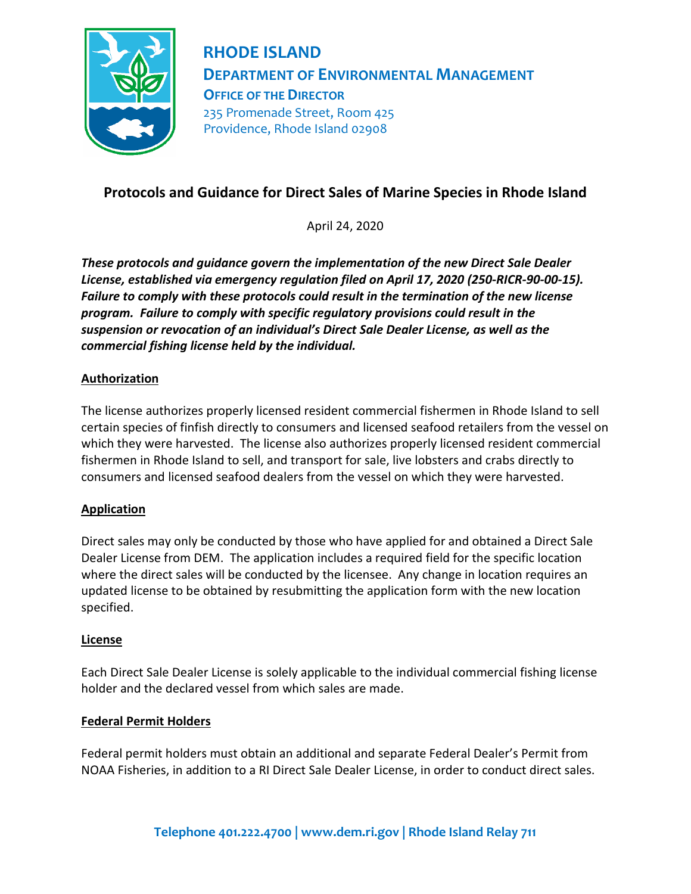# RHODE ISLAND

## DEPARTMENT OF ENVIRONMENTAL MANAGEMENT

### OFFICE OF THE DIRECTOR

235 Promenade Street, Room 425
Providence, Rhode Island 02908

## Protocols and Guidance for Direct Sales of Marine Species in Rhode Island

April 24, 2020

***These protocols and guidance govern the implementation of the new Direct Sale Dealer License, established via emergency regulation filed on April 17, 2020 (250-RICR-90-00-15). Failure to comply with these protocols could result in the termination of the new license program. Failure to comply with specific regulatory provisions could result in the suspension or revocation of an individual's Direct Sale Dealer License, as well as the commercial fishing license held by the individual.***

### Authorization

The license authorizes properly licensed resident commercial fishermen in Rhode Island to sell certain species of finfish directly to consumers and licensed seafood retailers from the vessel on which they were harvested. The license also authorizes properly licensed resident commercial fishermen in Rhode Island to sell, and transport for sale, live lobsters and crabs directly to consumers and licensed seafood dealers from the vessel on which they were harvested.

### Application

Direct sales may only be conducted by those who have applied for and obtained a Direct Sale Dealer License from DEM. The application includes a required field for the specific location where the direct sales will be conducted by the licensee. Any change in location requires an updated license to be obtained by resubmitting the application form with the new location specified.

### License

Each Direct Sale Dealer License is solely applicable to the individual commercial fishing license holder and the declared vessel from which sales are made.

### Federal Permit Holders

Federal permit holders must obtain an additional and separate Federal Dealer's Permit from NOAA Fisheries, in addition to a RI Direct Sale Dealer License, in order to conduct direct sales.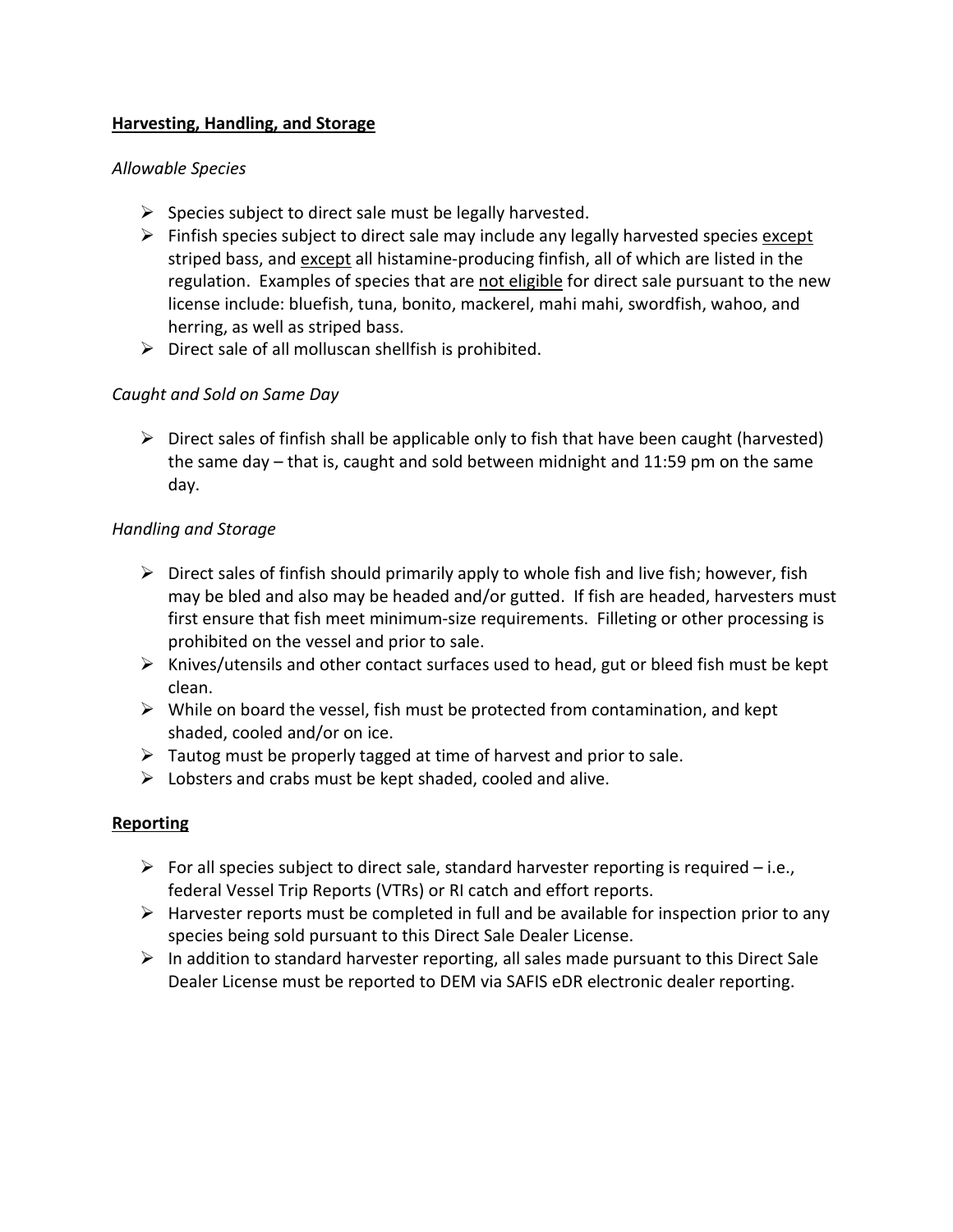## <u>Harvesting, Handling, and Storage</u>

*Allowable Species*

- Species subject to direct sale must be legally harvested.
- Finfish species subject to direct sale may include any legally harvested species <u>except</u> striped bass, and <u>except</u> all histamine-producing finfish, all of which are listed in the regulation. Examples of species that are <u>not eligible</u> for direct sale pursuant to the new license include: bluefish, tuna, bonito, mackerel, mahi mahi, swordfish, wahoo, and herring, as well as striped bass.
- Direct sale of all molluscan shellfish is prohibited.

*Caught and Sold on Same Day*

- Direct sales of finfish shall be applicable only to fish that have been caught (harvested) the same day – that is, caught and sold between midnight and 11:59 pm on the same day.

*Handling and Storage*

- Direct sales of finfish should primarily apply to whole fish and live fish; however, fish may be bled and also may be headed and/or gutted. If fish are headed, harvesters must first ensure that fish meet minimum-size requirements. Filleting or other processing is prohibited on the vessel and prior to sale.
- Knives/utensils and other contact surfaces used to head, gut or bleed fish must be kept clean.
- While on board the vessel, fish must be protected from contamination, and kept shaded, cooled and/or on ice.
- Tautog must be properly tagged at time of harvest and prior to sale.
- Lobsters and crabs must be kept shaded, cooled and alive.

## <u>Reporting</u>

- For all species subject to direct sale, standard harvester reporting is required – i.e., federal Vessel Trip Reports (VTRs) or RI catch and effort reports.
- Harvester reports must be completed in full and be available for inspection prior to any species being sold pursuant to this Direct Sale Dealer License.
- In addition to standard harvester reporting, all sales made pursuant to this Direct Sale Dealer License must be reported to DEM via SAFIS eDR electronic dealer reporting.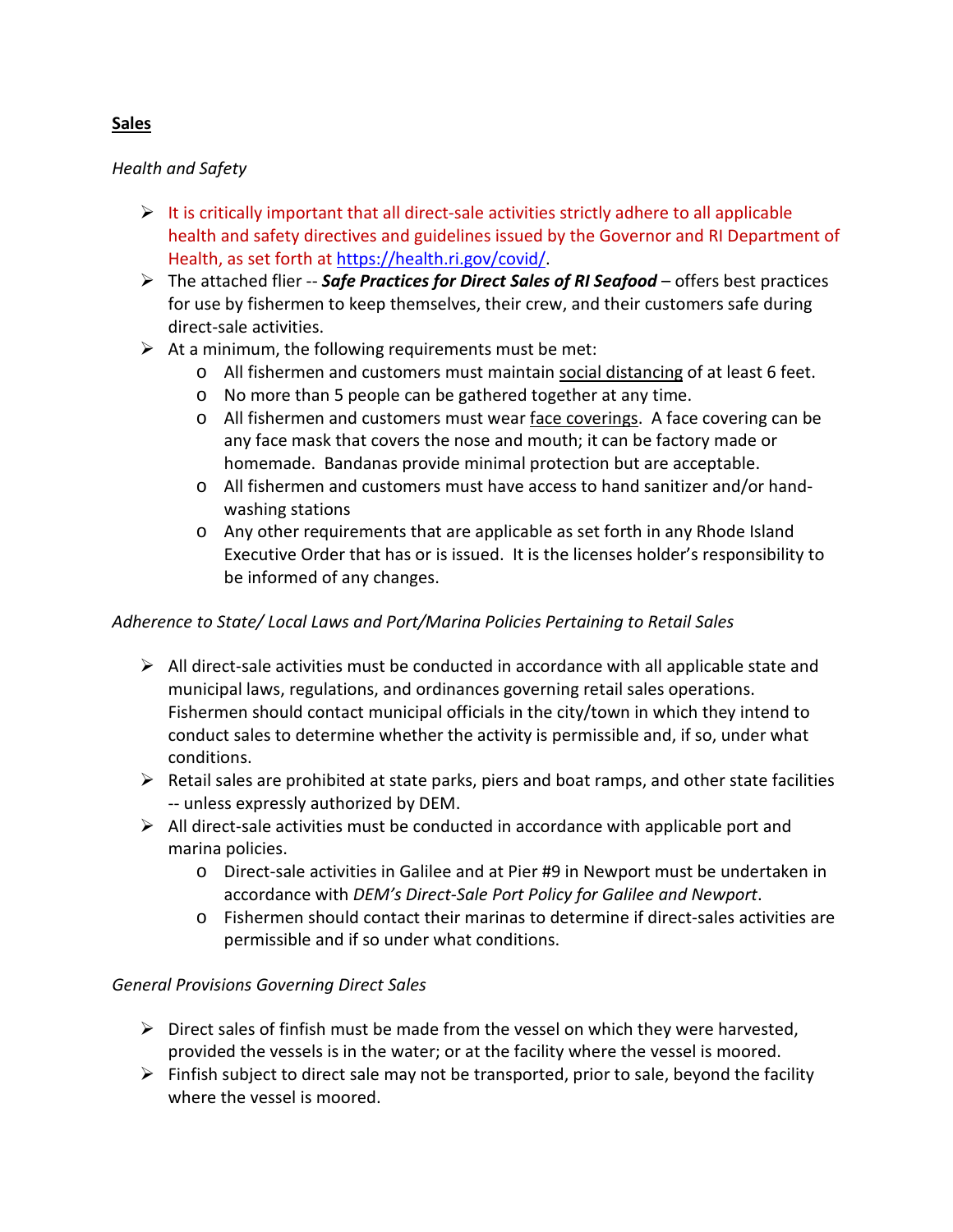## **Sales**

*Health and Safety*

- It is critically important that all direct-sale activities strictly adhere to all applicable health and safety directives and guidelines issued by the Governor and RI Department of Health, as set forth at https://health.ri.gov/covid/.
- The attached flier -- ***Safe Practices for Direct Sales of RI Seafood*** – offers best practices for use by fishermen to keep themselves, their crew, and their customers safe during direct-sale activities.
- At a minimum, the following requirements must be met:
  - All fishermen and customers must maintain social distancing of at least 6 feet.
  - No more than 5 people can be gathered together at any time.
  - All fishermen and customers must wear face coverings. A face covering can be any face mask that covers the nose and mouth; it can be factory made or homemade. Bandanas provide minimal protection but are acceptable.
  - All fishermen and customers must have access to hand sanitizer and/or hand-washing stations
  - Any other requirements that are applicable as set forth in any Rhode Island Executive Order that has or is issued. It is the licenses holder's responsibility to be informed of any changes.

*Adherence to State/ Local Laws and Port/Marina Policies Pertaining to Retail Sales*

- All direct-sale activities must be conducted in accordance with all applicable state and municipal laws, regulations, and ordinances governing retail sales operations. Fishermen should contact municipal officials in the city/town in which they intend to conduct sales to determine whether the activity is permissible and, if so, under what conditions.
- Retail sales are prohibited at state parks, piers and boat ramps, and other state facilities -- unless expressly authorized by DEM.
- All direct-sale activities must be conducted in accordance with applicable port and marina policies.
  - Direct-sale activities in Galilee and at Pier #9 in Newport must be undertaken in accordance with *DEM's Direct-Sale Port Policy for Galilee and Newport*.
  - Fishermen should contact their marinas to determine if direct-sales activities are permissible and if so under what conditions.

*General Provisions Governing Direct Sales*

- Direct sales of finfish must be made from the vessel on which they were harvested, provided the vessels is in the water; or at the facility where the vessel is moored.
- Finfish subject to direct sale may not be transported, prior to sale, beyond the facility where the vessel is moored.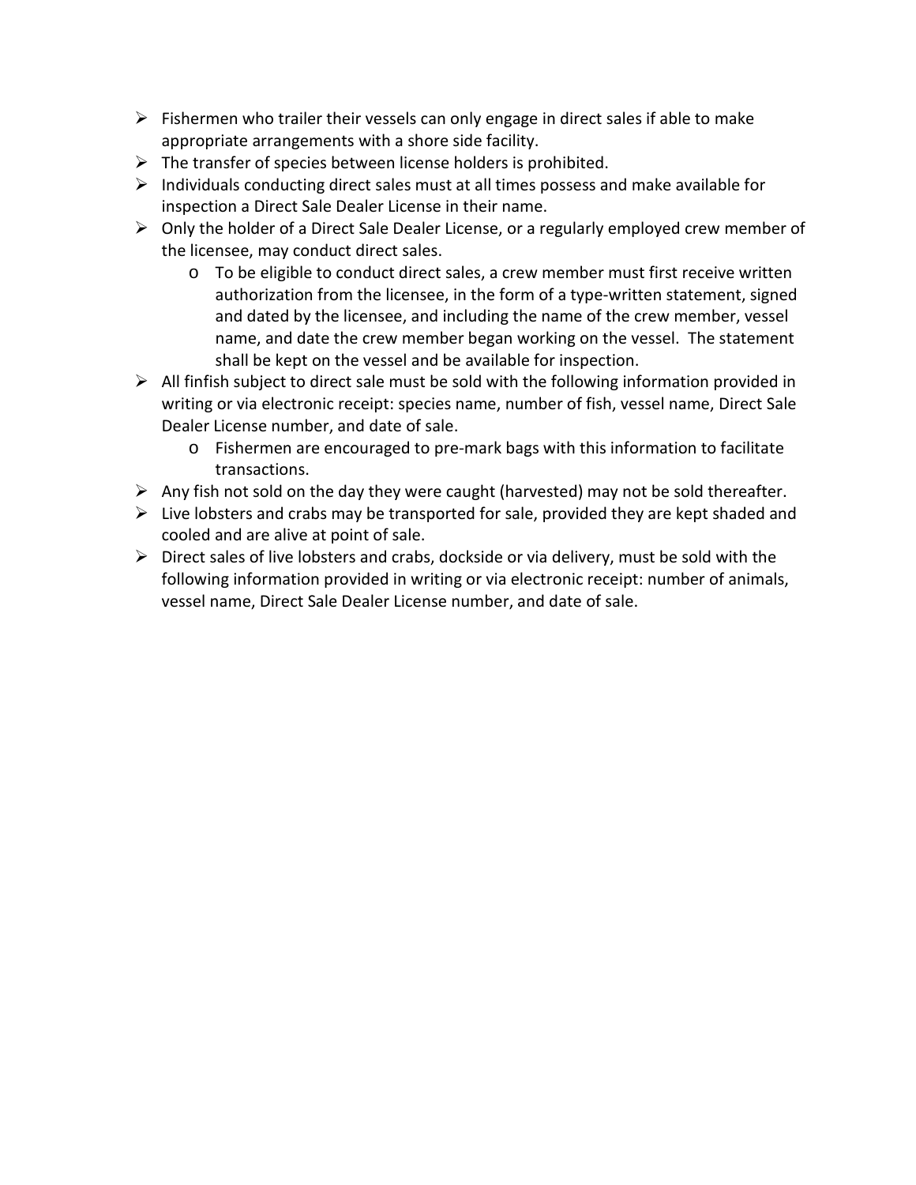- Fishermen who trailer their vessels can only engage in direct sales if able to make appropriate arrangements with a shore side facility.
- The transfer of species between license holders is prohibited.
- Individuals conducting direct sales must at all times possess and make available for inspection a Direct Sale Dealer License in their name.
- Only the holder of a Direct Sale Dealer License, or a regularly employed crew member of the licensee, may conduct direct sales.
  - To be eligible to conduct direct sales, a crew member must first receive written authorization from the licensee, in the form of a type-written statement, signed and dated by the licensee, and including the name of the crew member, vessel name, and date the crew member began working on the vessel. The statement shall be kept on the vessel and be available for inspection.
- All finfish subject to direct sale must be sold with the following information provided in writing or via electronic receipt: species name, number of fish, vessel name, Direct Sale Dealer License number, and date of sale.
  - Fishermen are encouraged to pre-mark bags with this information to facilitate transactions.
- Any fish not sold on the day they were caught (harvested) may not be sold thereafter.
- Live lobsters and crabs may be transported for sale, provided they are kept shaded and cooled and are alive at point of sale.
- Direct sales of live lobsters and crabs, dockside or via delivery, must be sold with the following information provided in writing or via electronic receipt: number of animals, vessel name, Direct Sale Dealer License number, and date of sale.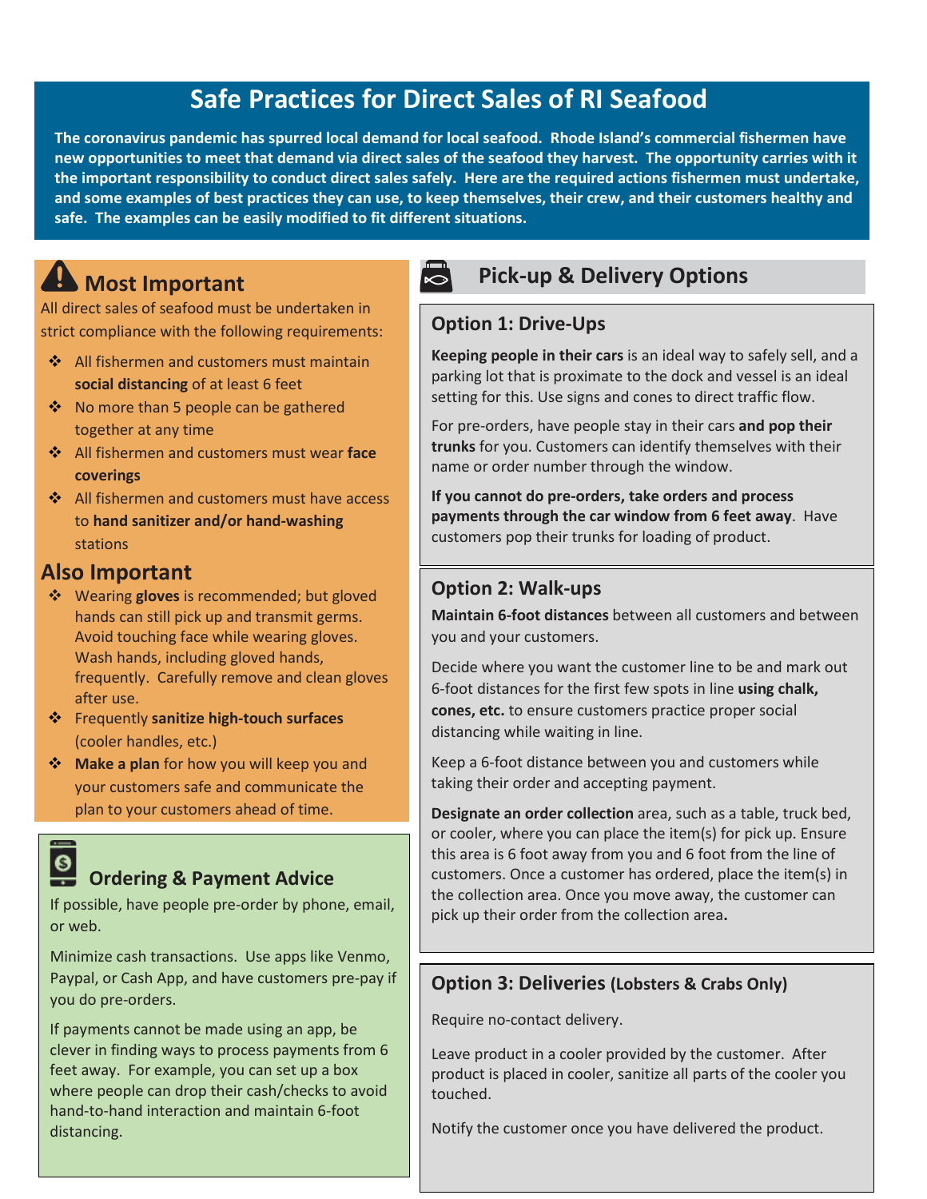# Safe Practices for Direct Sales of RI Seafood

**The coronavirus pandemic has spurred local demand for local seafood. Rhode Island's commercial fishermen have new opportunities to meet that demand via direct sales of the seafood they harvest. The opportunity carries with it the important responsibility to conduct direct sales safely. Here are the required actions fishermen must undertake, and some examples of best practices they can use, to keep themselves, their crew, and their customers healthy and safe. The examples can be easily modified to fit different situations.**

## Most Important

All direct sales of seafood must be undertaken in strict compliance with the following requirements:

- All fishermen and customers must maintain **social distancing** of at least 6 feet
- No more than 5 people can be gathered together at any time
- All fishermen and customers must wear **face coverings**
- All fishermen and customers must have access to **hand sanitizer and/or hand-washing** stations

## Also Important

- Wearing **gloves** is recommended; but gloved hands can still pick up and transmit germs. Avoid touching face while wearing gloves. Wash hands, including gloved hands, frequently. Carefully remove and clean gloves after use.
- Frequently **sanitize high-touch surfaces** (cooler handles, etc.)
- **Make a plan** for how you will keep you and your customers safe and communicate the plan to your customers ahead of time.

## Ordering & Payment Advice

If possible, have people pre-order by phone, email, or web.

Minimize cash transactions. Use apps like Venmo, Paypal, or Cash App, and have customers pre-pay if you do pre-orders.

If payments cannot be made using an app, be clever in finding ways to process payments from 6 feet away. For example, you can set up a box where people can drop their cash/checks to avoid hand-to-hand interaction and maintain 6-foot distancing.

## Pick-up & Delivery Options

### Option 1: Drive-Ups

**Keeping people in their cars** is an ideal way to safely sell, and a parking lot that is proximate to the dock and vessel is an ideal setting for this. Use signs and cones to direct traffic flow.

For pre-orders, have people stay in their cars **and pop their trunks** for you. Customers can identify themselves with their name or order number through the window.

**If you cannot do pre-orders, take orders and process payments through the car window from 6 feet away**. Have customers pop their trunks for loading of product.

### Option 2: Walk-ups

**Maintain 6-foot distances** between all customers and between you and your customers.

Decide where you want the customer line to be and mark out 6-foot distances for the first few spots in line **using chalk, cones, etc.** to ensure customers practice proper social distancing while waiting in line.

Keep a 6-foot distance between you and customers while taking their order and accepting payment.

**Designate an order collection** area, such as a table, truck bed, or cooler, where you can place the item(s) for pick up. Ensure this area is 6 foot away from you and 6 foot from the line of customers. Once a customer has ordered, place the item(s) in the collection area. Once you move away, the customer can pick up their order from the collection area**.**

### Option 3: Deliveries (Lobsters & Crabs Only)

Require no-contact delivery.

Leave product in a cooler provided by the customer. After product is placed in cooler, sanitize all parts of the cooler you touched.

Notify the customer once you have delivered the product.